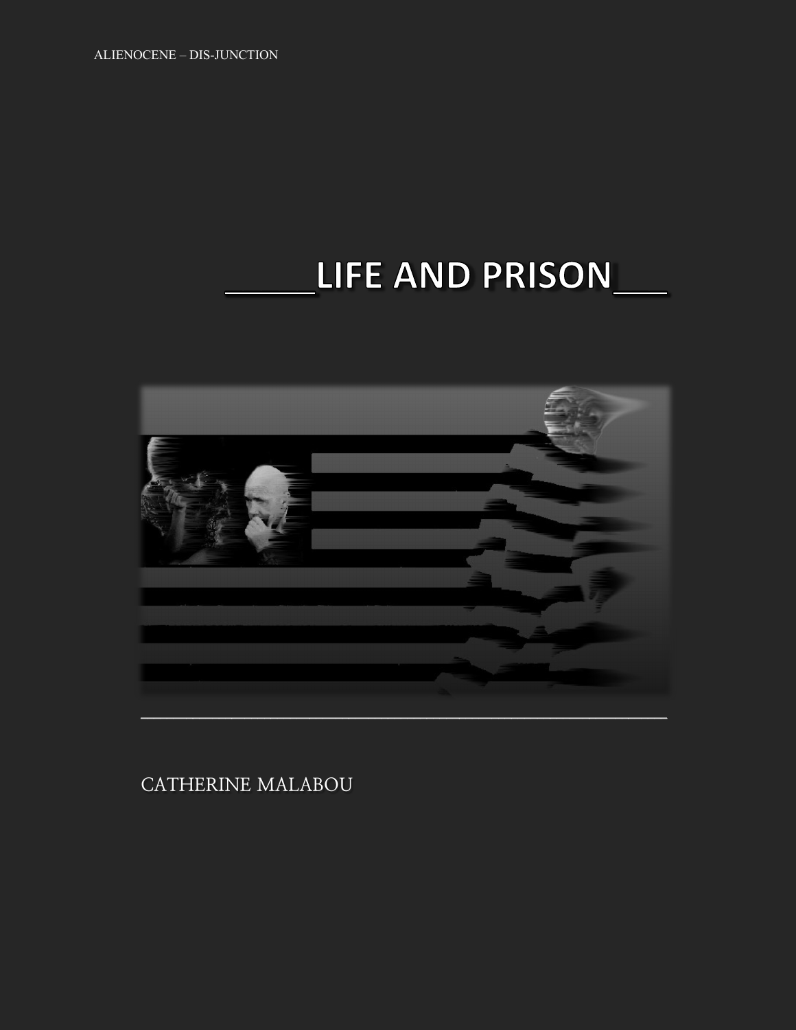ALIENOCENE – DIS-JUNCTION

# LIFE AND PRISON

CATHERINE MALABOU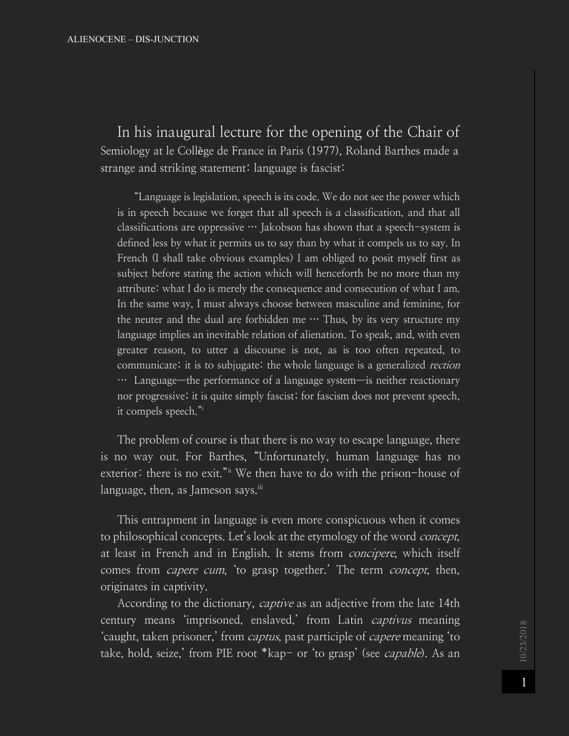In his inaugural lecture for the opening of the Chair of Semiology at le Collège de France in Paris (1977), Roland Barthes made a strange and striking statement: language is fascist:

> "Language is legislation, speech is its code. We do not see the power which is in speech because we forget that all speech is a classification, and that all classifications are oppressive … Jakobson has shown that a speech-system is defined less by what it permits us to say than by what it compels us to say. In French (I shall take obvious examples) I am obliged to posit myself first as subject before stating the action which will henceforth be no more than my attribute: what I do is merely the consequence and consecution of what I am. In the same way, I must always choose between masculine and feminine, for the neuter and the dual are forbidden me … Thus, by its very structure my language implies an inevitable relation of alienation. To speak, and, with even greater reason, to utter a discourse is not, as is too often repeated, to communicate; it is to subjugate: the whole language is a generalized *rection* … Language—the performance of a language system—is neither reactionary nor progressive; it is quite simply fascist; for fascism does not prevent speech, it compels speech."[i]

The problem of course is that there is no way to escape language, there is no way out. For Barthes, "Unfortunately, human language has no exterior: there is no exit."[ii] We then have to do with the prison-house of language, then, as Jameson says.[iii]

This entrapment in language is even more conspicuous when it comes to philosophical concepts. Let's look at the etymology of the word *concept*, at least in French and in English. It stems from *concipere*, which itself comes from *capere cum*, 'to grasp together.' The term *concept*, then, originates in captivity.

According to the dictionary, *captive* as an adjective from the late 14th century means 'imprisoned, enslaved,' from Latin *captivus* meaning 'caught, taken prisoner,' from *captus*, past participle of *capere* meaning 'to take, hold, seize,' from PIE root *kap- or 'to grasp' (see *capable*). As an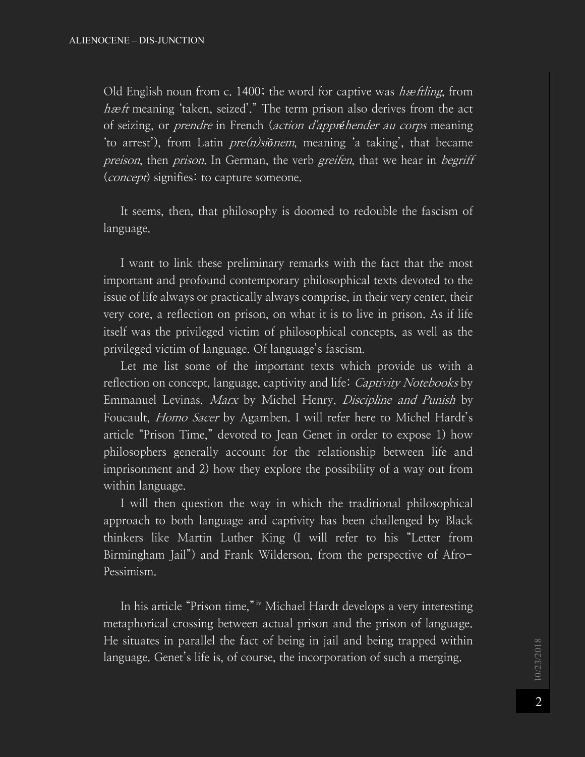Old English noun from c. 1400; the word for captive was *hæftling*, from *hæft* meaning 'taken, seized'." The term prison also derives from the act of seizing, or *prendre* in French (*action d'appréhender au corps* meaning 'to arrest'), from Latin *pre(n)siōnem*, meaning 'a taking', that became *preison*, then *prison*. In German, the verb *greifen*, that we hear in *begriff* (*concept*) signifies: to capture someone.

It seems, then, that philosophy is doomed to redouble the fascism of language.

I want to link these preliminary remarks with the fact that the most important and profound contemporary philosophical texts devoted to the issue of life always or practically always comprise, in their very center, their very core, a reflection on prison, on what it is to live in prison. As if life itself was the privileged victim of philosophical concepts, as well as the privileged victim of language. Of language's fascism.

Let me list some of the important texts which provide us with a reflection on concept, language, captivity and life: *Captivity Notebooks* by Emmanuel Levinas, *Marx* by Michel Henry, *Discipline and Punish* by Foucault, *Homo Sacer* by Agamben. I will refer here to Michel Hardt's article "Prison Time," devoted to Jean Genet in order to expose 1) how philosophers generally account for the relationship between life and imprisonment and 2) how they explore the possibility of a way out from within language.

I will then question the way in which the traditional philosophical approach to both language and captivity has been challenged by Black thinkers like Martin Luther King (I will refer to his "Letter from Birmingham Jail") and Frank Wilderson, from the perspective of Afro-Pessimism.

In his article "Prison time," [iv] Michael Hardt develops a very interesting metaphorical crossing between actual prison and the prison of language. He situates in parallel the fact of being in jail and being trapped within language. Genet's life is, of course, the incorporation of such a merging.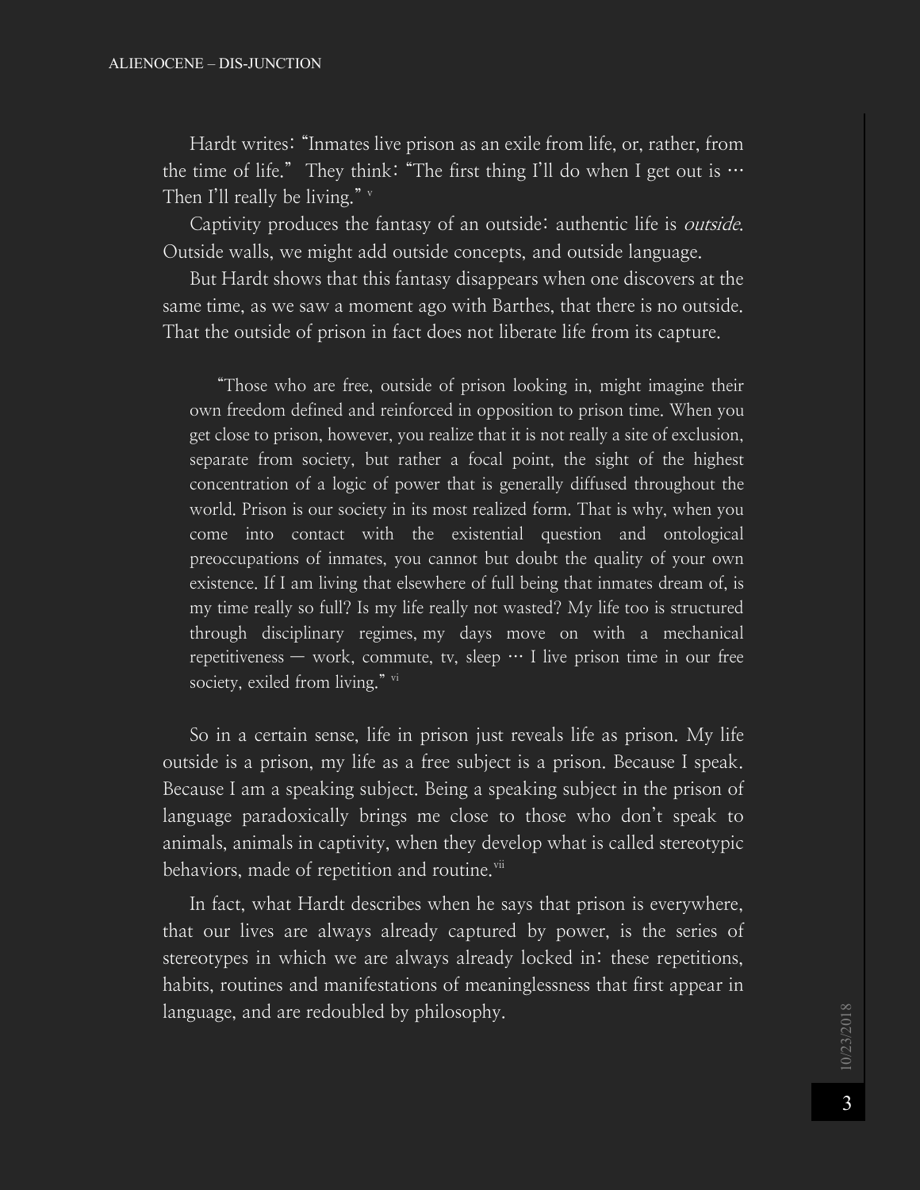Hardt writes: "Inmates live prison as an exile from life, or, rather, from the time of life." They think: "The first thing I'll do when I get out is … Then I'll really be living." [v]

Captivity produces the fantasy of an outside: authentic life is *outside*. Outside walls, we might add outside concepts, and outside language.

But Hardt shows that this fantasy disappears when one discovers at the same time, as we saw a moment ago with Barthes, that there is no outside. That the outside of prison in fact does not liberate life from its capture.

> "Those who are free, outside of prison looking in, might imagine their own freedom defined and reinforced in opposition to prison time. When you get close to prison, however, you realize that it is not really a site of exclusion, separate from society, but rather a focal point, the sight of the highest concentration of a logic of power that is generally diffused throughout the world. Prison is our society in its most realized form. That is why, when you come into contact with the existential question and ontological preoccupations of inmates, you cannot but doubt the quality of your own existence. If I am living that elsewhere of full being that inmates dream of, is my time really so full? Is my life really not wasted? My life too is structured through disciplinary regimes, my days move on with a mechanical repetitiveness — work, commute, tv, sleep … I live prison time in our free society, exiled from living." [vi]

So in a certain sense, life in prison just reveals life as prison. My life outside is a prison, my life as a free subject is a prison. Because I speak. Because I am a speaking subject. Being a speaking subject in the prison of language paradoxically brings me close to those who don't speak to animals, animals in captivity, when they develop what is called stereotypic behaviors, made of repetition and routine.[vii]

In fact, what Hardt describes when he says that prison is everywhere, that our lives are always already captured by power, is the series of stereotypes in which we are always already locked in: these repetitions, habits, routines and manifestations of meaninglessness that first appear in language, and are redoubled by philosophy.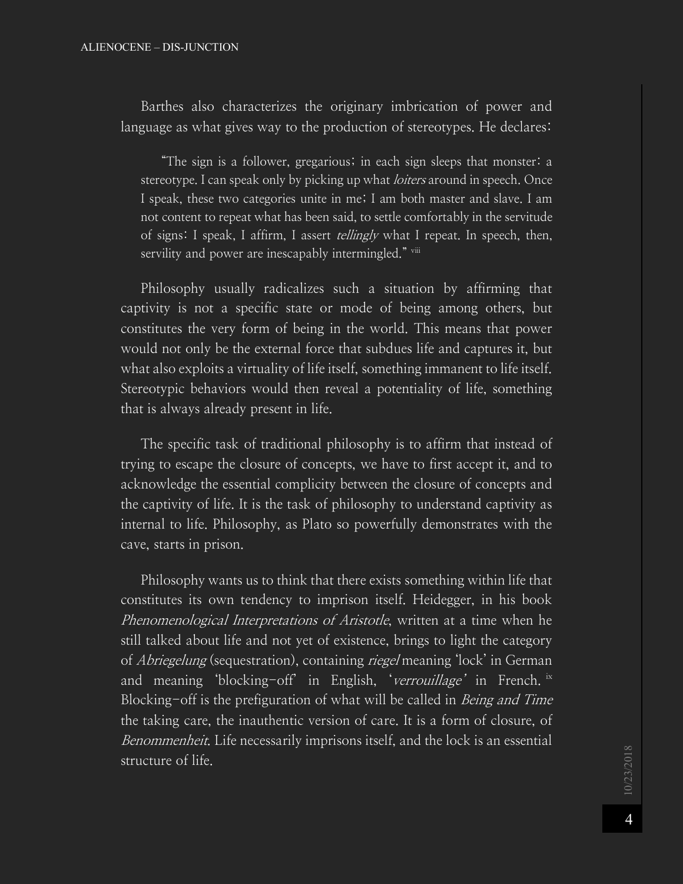Barthes also characterizes the originary imbrication of power and language as what gives way to the production of stereotypes. He declares:

> "The sign is a follower, gregarious; in each sign sleeps that monster: a stereotype. I can speak only by picking up what *loiters* around in speech. Once I speak, these two categories unite in me; I am both master and slave. I am not content to repeat what has been said, to settle comfortably in the servitude of signs: I speak, I affirm, I assert *tellingly* what I repeat. In speech, then, servility and power are inescapably intermingled." [viii]

Philosophy usually radicalizes such a situation by affirming that captivity is not a specific state or mode of being among others, but constitutes the very form of being in the world. This means that power would not only be the external force that subdues life and captures it, but what also exploits a virtuality of life itself, something immanent to life itself. Stereotypic behaviors would then reveal a potentiality of life, something that is always already present in life.

The specific task of traditional philosophy is to affirm that instead of trying to escape the closure of concepts, we have to first accept it, and to acknowledge the essential complicity between the closure of concepts and the captivity of life. It is the task of philosophy to understand captivity as internal to life. Philosophy, as Plato so powerfully demonstrates with the cave, starts in prison.

Philosophy wants us to think that there exists something within life that constitutes its own tendency to imprison itself. Heidegger, in his book *Phenomenological Interpretations of Aristotle*, written at a time when he still talked about life and not yet of existence, brings to light the category of *Abriegelung* (sequestration), containing *riegel* meaning 'lock' in German and meaning 'blocking-off' in English, '*verrouillage*' in French. [ix] Blocking-off is the prefiguration of what will be called in *Being and Time* the taking care, the inauthentic version of care. It is a form of closure, of *Benommenheit*. Life necessarily imprisons itself, and the lock is an essential structure of life.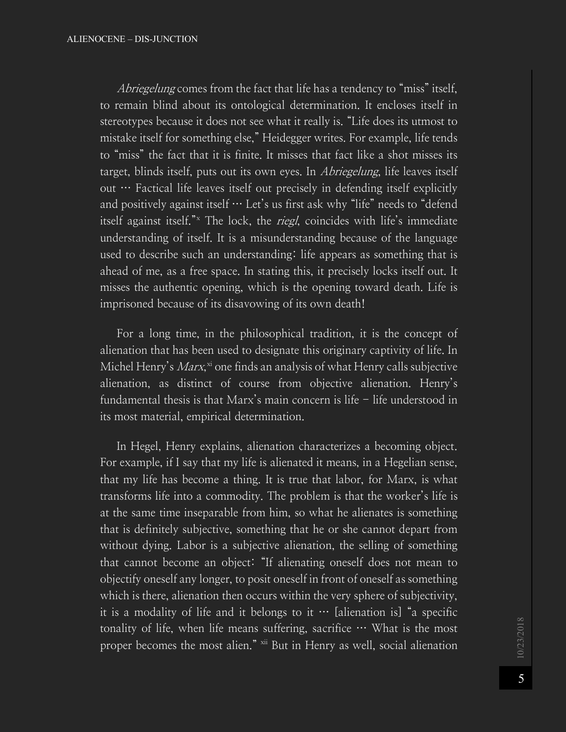*Abriegelung* comes from the fact that life has a tendency to "miss" itself, to remain blind about its ontological determination. It encloses itself in stereotypes because it does not see what it really is. "Life does its utmost to mistake itself for something else," Heidegger writes. For example, life tends to "miss" the fact that it is finite. It misses that fact like a shot misses its target, blinds itself, puts out its own eyes. In *Abriegelung*, life leaves itself out … Factical life leaves itself out precisely in defending itself explicitly and positively against itself … Let's us first ask why "life" needs to "defend itself against itself."[x] The lock, the *riegl*, coincides with life's immediate understanding of itself. It is a misunderstanding because of the language used to describe such an understanding: life appears as something that is ahead of me, as a free space. In stating this, it precisely locks itself out. It misses the authentic opening, which is the opening toward death. Life is imprisoned because of its disavowing of its own death!

For a long time, in the philosophical tradition, it is the concept of alienation that has been used to designate this originary captivity of life. In Michel Henry's *Marx*,[xi] one finds an analysis of what Henry calls subjective alienation, as distinct of course from objective alienation. Henry's fundamental thesis is that Marx's main concern is life – life understood in its most material, empirical determination.

In Hegel, Henry explains, alienation characterizes a becoming object. For example, if I say that my life is alienated it means, in a Hegelian sense, that my life has become a thing. It is true that labor, for Marx, is what transforms life into a commodity. The problem is that the worker's life is at the same time inseparable from him, so what he alienates is something that is definitely subjective, something that he or she cannot depart from without dying. Labor is a subjective alienation, the selling of something that cannot become an object: "If alienating oneself does not mean to objectify oneself any longer, to posit oneself in front of oneself as something which is there, alienation then occurs within the very sphere of subjectivity, it is a modality of life and it belongs to it … [alienation is] "a specific tonality of life, when life means suffering, sacrifice … What is the most proper becomes the most alien." [xii] But in Henry as well, social alienation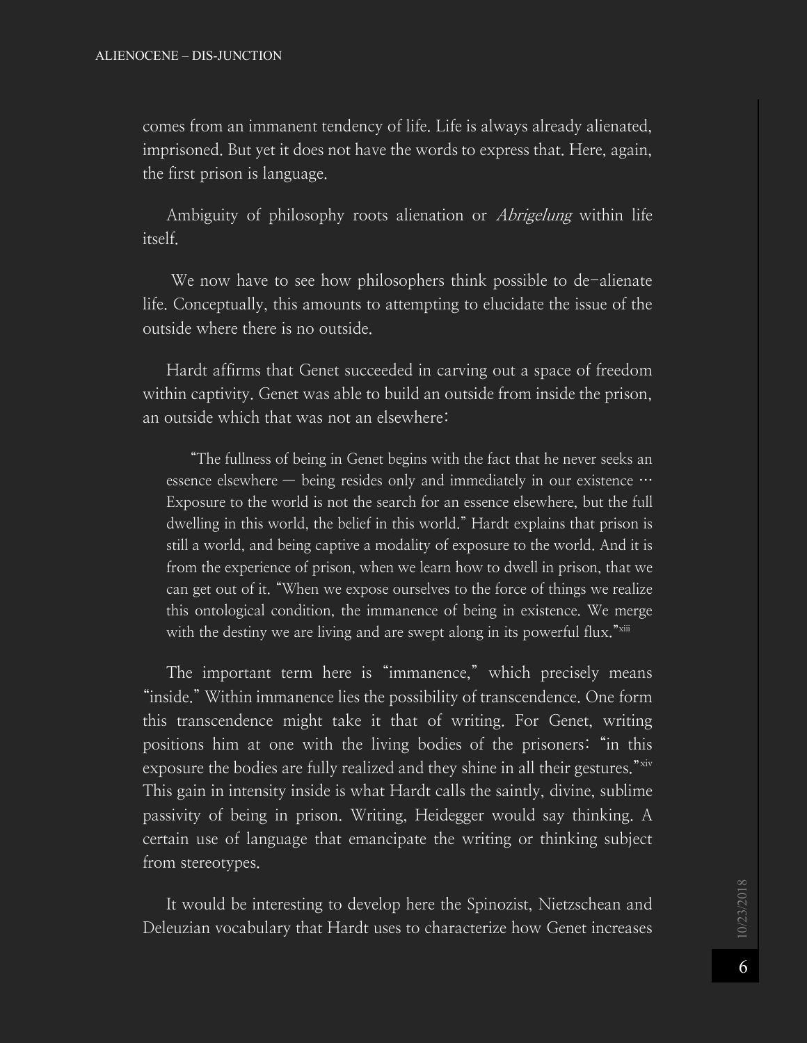comes from an immanent tendency of life. Life is always already alienated, imprisoned. But yet it does not have the words to express that. Here, again, the first prison is language.

Ambiguity of philosophy roots alienation or *Abrigelung* within life itself.

We now have to see how philosophers think possible to de–alienate life. Conceptually, this amounts to attempting to elucidate the issue of the outside where there is no outside.

Hardt affirms that Genet succeeded in carving out a space of freedom within captivity. Genet was able to build an outside from inside the prison, an outside which that was not an elsewhere:

> "The fullness of being in Genet begins with the fact that he never seeks an essence elsewhere — being resides only and immediately in our existence … Exposure to the world is not the search for an essence elsewhere, but the full dwelling in this world, the belief in this world." Hardt explains that prison is still a world, and being captive a modality of exposure to the world. And it is from the experience of prison, when we learn how to dwell in prison, that we can get out of it. "When we expose ourselves to the force of things we realize this ontological condition, the immanence of being in existence. We merge with the destiny we are living and are swept along in its powerful flux."[xiii]

The important term here is "immanence," which precisely means "inside." Within immanence lies the possibility of transcendence. One form this transcendence might take it that of writing. For Genet, writing positions him at one with the living bodies of the prisoners: "in this exposure the bodies are fully realized and they shine in all their gestures."[xiv] This gain in intensity inside is what Hardt calls the saintly, divine, sublime passivity of being in prison. Writing, Heidegger would say thinking. A certain use of language that emancipate the writing or thinking subject from stereotypes.

It would be interesting to develop here the Spinozist, Nietzschean and Deleuzian vocabulary that Hardt uses to characterize how Genet increases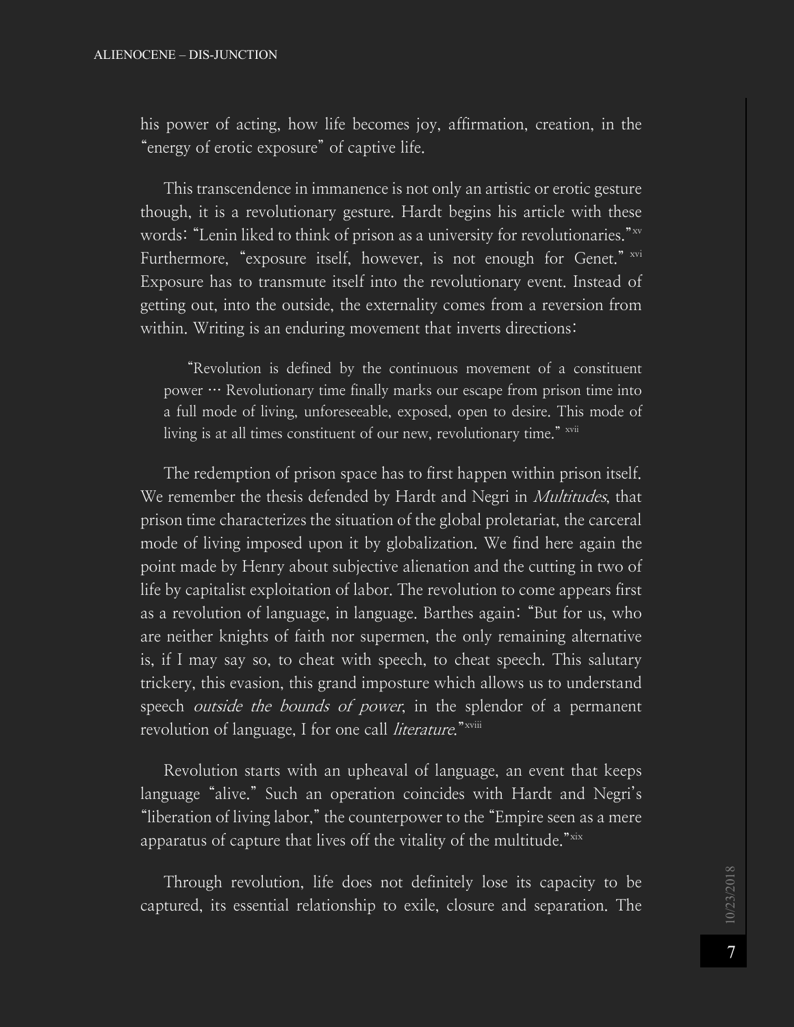his power of acting, how life becomes joy, affirmation, creation, in the "energy of erotic exposure" of captive life.

This transcendence in immanence is not only an artistic or erotic gesture though, it is a revolutionary gesture. Hardt begins his article with these words: "Lenin liked to think of prison as a university for revolutionaries."[xv] Furthermore, "exposure itself, however, is not enough for Genet."[xvi] Exposure has to transmute itself into the revolutionary event. Instead of getting out, into the outside, the externality comes from a reversion from within. Writing is an enduring movement that inverts directions:

> "Revolution is defined by the continuous movement of a constituent power … Revolutionary time finally marks our escape from prison time into a full mode of living, unforeseeable, exposed, open to desire. This mode of living is at all times constituent of our new, revolutionary time."[xvii]

The redemption of prison space has to first happen within prison itself. We remember the thesis defended by Hardt and Negri in *Multitudes*, that prison time characterizes the situation of the global proletariat, the carceral mode of living imposed upon it by globalization. We find here again the point made by Henry about subjective alienation and the cutting in two of life by capitalist exploitation of labor. The revolution to come appears first as a revolution of language, in language. Barthes again: "But for us, who are neither knights of faith nor supermen, the only remaining alternative is, if I may say so, to cheat with speech, to cheat speech. This salutary trickery, this evasion, this grand imposture which allows us to understand speech *outside the bounds of power*, in the splendor of a permanent revolution of language, I for one call *literature*."[xviii]

Revolution starts with an upheaval of language, an event that keeps language "alive." Such an operation coincides with Hardt and Negri's "liberation of living labor," the counterpower to the "Empire seen as a mere apparatus of capture that lives off the vitality of the multitude."[xix]

Through revolution, life does not definitely lose its capacity to be captured, its essential relationship to exile, closure and separation. The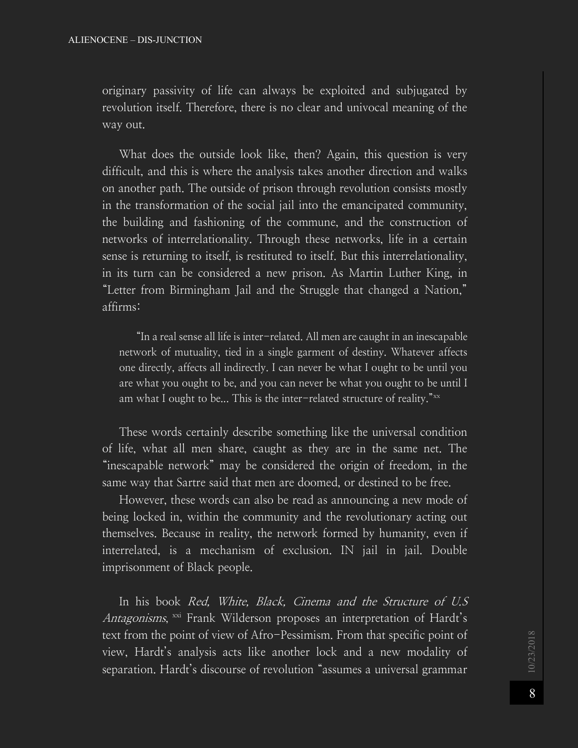originary passivity of life can always be exploited and subjugated by revolution itself. Therefore, there is no clear and univocal meaning of the way out.

What does the outside look like, then? Again, this question is very difficult, and this is where the analysis takes another direction and walks on another path. The outside of prison through revolution consists mostly in the transformation of the social jail into the emancipated community, the building and fashioning of the commune, and the construction of networks of interrelationality. Through these networks, life in a certain sense is returning to itself, is restituted to itself. But this interrelationality, in its turn can be considered a new prison. As Martin Luther King, in "Letter from Birmingham Jail and the Struggle that changed a Nation," affirms:

> "In a real sense all life is inter-related. All men are caught in an inescapable network of mutuality, tied in a single garment of destiny. Whatever affects one directly, affects all indirectly. I can never be what I ought to be until you are what you ought to be, and you can never be what you ought to be until I am what I ought to be... This is the inter-related structure of reality."[xx]

These words certainly describe something like the universal condition of life, what all men share, caught as they are in the same net. The "inescapable network" may be considered the origin of freedom, in the same way that Sartre said that men are doomed, or destined to be free.

However, these words can also be read as announcing a new mode of being locked in, within the community and the revolutionary acting out themselves. Because in reality, the network formed by humanity, even if interrelated, is a mechanism of exclusion. IN jail in jail. Double imprisonment of Black people.

In his book *Red, White, Black, Cinema and the Structure of U.S Antagonisms*, [xxi] Frank Wilderson proposes an interpretation of Hardt's text from the point of view of Afro-Pessimism. From that specific point of view, Hardt's analysis acts like another lock and a new modality of separation. Hardt's discourse of revolution "assumes a universal grammar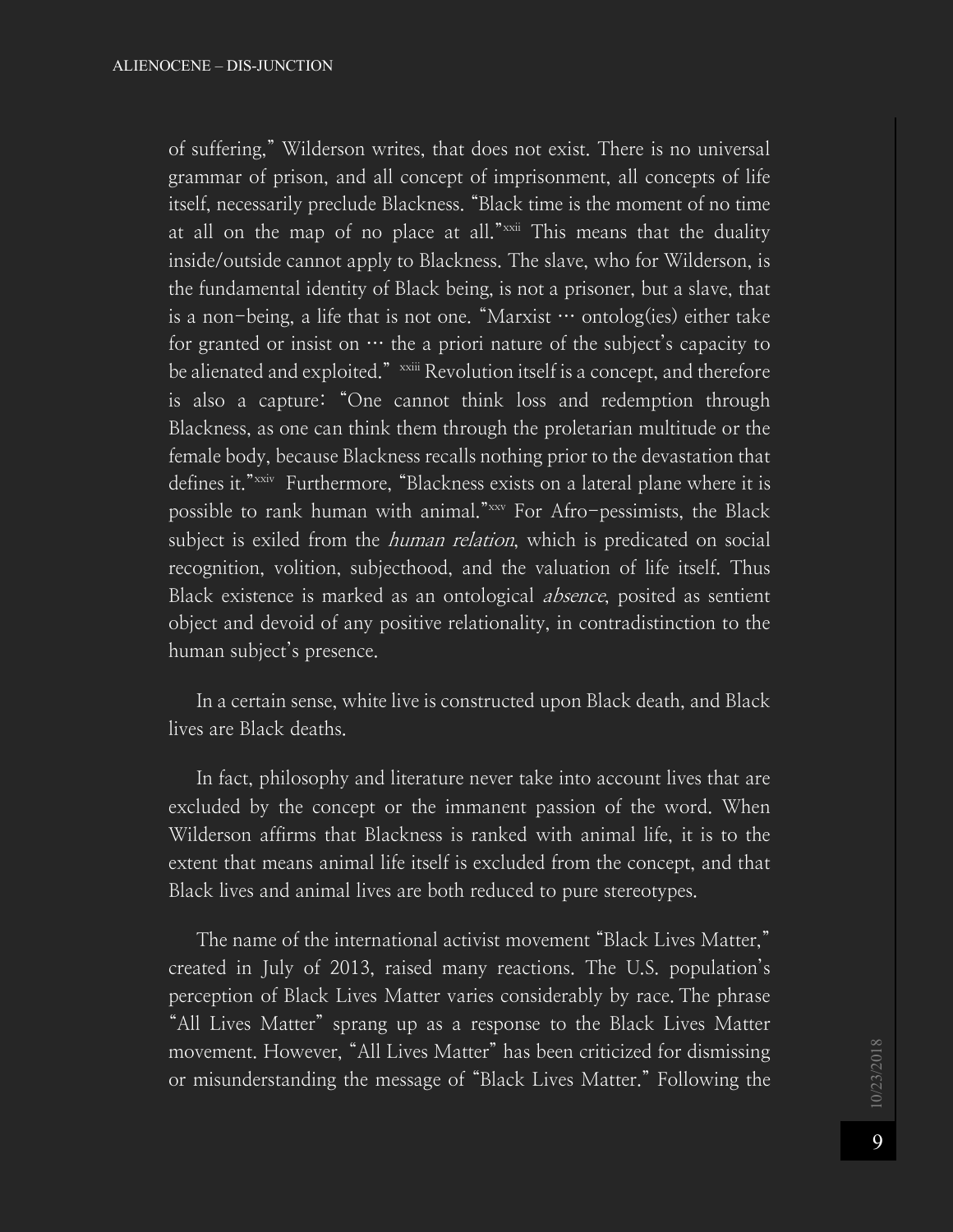of suffering," Wilderson writes, that does not exist. There is no universal grammar of prison, and all concept of imprisonment, all concepts of life itself, necessarily preclude Blackness. "Black time is the moment of no time at all on the map of no place at all."[xxii] This means that the duality inside/outside cannot apply to Blackness. The slave, who for Wilderson, is the fundamental identity of Black being, is not a prisoner, but a slave, that is a non-being, a life that is not one. "Marxist … ontolog(ies) either take for granted or insist on … the a priori nature of the subject's capacity to be alienated and exploited." [xxiii] Revolution itself is a concept, and therefore is also a capture: "One cannot think loss and redemption through Blackness, as one can think them through the proletarian multitude or the female body, because Blackness recalls nothing prior to the devastation that defines it."[xxiv] Furthermore, "Blackness exists on a lateral plane where it is possible to rank human with animal."[xxv] For Afro-pessimists, the Black subject is exiled from the *human relation*, which is predicated on social recognition, volition, subjecthood, and the valuation of life itself. Thus Black existence is marked as an ontological *absence*, posited as sentient object and devoid of any positive relationality, in contradistinction to the human subject's presence.

In a certain sense, white live is constructed upon Black death, and Black lives are Black deaths.

In fact, philosophy and literature never take into account lives that are excluded by the concept or the immanent passion of the word. When Wilderson affirms that Blackness is ranked with animal life, it is to the extent that means animal life itself is excluded from the concept, and that Black lives and animal lives are both reduced to pure stereotypes.

The name of the international activist movement "Black Lives Matter," created in July of 2013, raised many reactions. The U.S. population's perception of Black Lives Matter varies considerably by race. The phrase "All Lives Matter" sprang up as a response to the Black Lives Matter movement. However, "All Lives Matter" has been criticized for dismissing or misunderstanding the message of "Black Lives Matter." Following the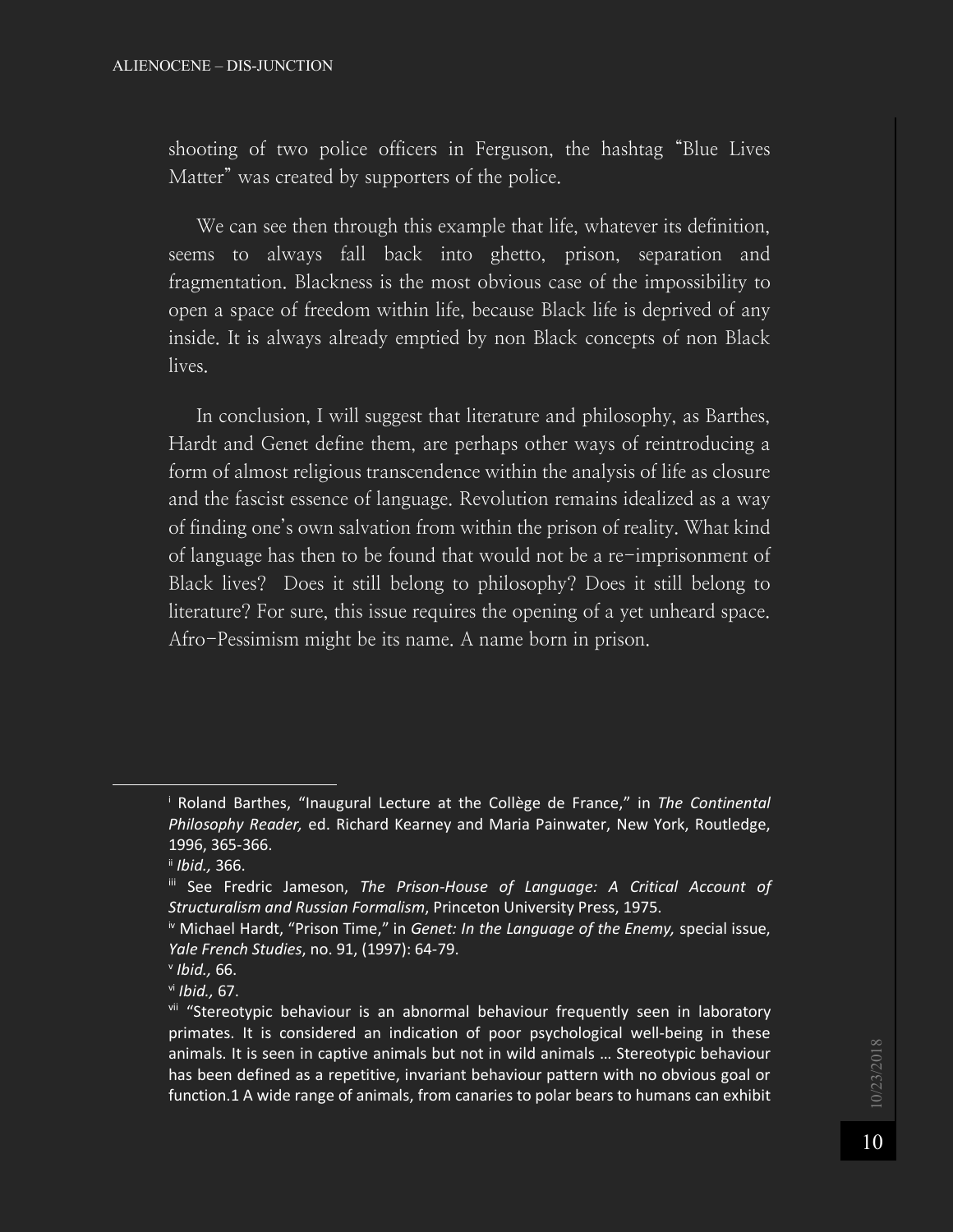shooting of two police officers in Ferguson, the hashtag "Blue Lives Matter" was created by supporters of the police.

We can see then through this example that life, whatever its definition, seems to always fall back into ghetto, prison, separation and fragmentation. Blackness is the most obvious case of the impossibility to open a space of freedom within life, because Black life is deprived of any inside. It is always already emptied by non Black concepts of non Black lives.

In conclusion, I will suggest that literature and philosophy, as Barthes, Hardt and Genet define them, are perhaps other ways of reintroducing a form of almost religious transcendence within the analysis of life as closure and the fascist essence of language. Revolution remains idealized as a way of finding one's own salvation from within the prison of reality. What kind of language has then to be found that would not be a re-imprisonment of Black lives? Does it still belong to philosophy? Does it still belong to literature? For sure, this issue requires the opening of a yet unheard space. Afro-Pessimism might be its name. A name born in prison.

---

[i] Roland Barthes, "Inaugural Lecture at the Collège de France," in *The Continental Philosophy Reader,* ed. Richard Kearney and Maria Painwater, New York, Routledge, 1996, 365-366.

[ii] *Ibid.,* 366.

[iii] See Fredric Jameson, *The Prison-House of Language: A Critical Account of Structuralism and Russian Formalism*, Princeton University Press, 1975.

[iv] Michael Hardt, "Prison Time," in *Genet: In the Language of the Enemy,* special issue, *Yale French Studies*, no. 91, (1997): 64-79.

[v] *Ibid.,* 66.

[vi] *Ibid.,* 67.

[vii] "Stereotypic behaviour is an abnormal behaviour frequently seen in laboratory primates. It is considered an indication of poor psychological well-being in these animals. It is seen in captive animals but not in wild animals … Stereotypic behaviour has been defined as a repetitive, invariant behaviour pattern with no obvious goal or function.1 A wide range of animals, from canaries to polar bears to humans can exhibit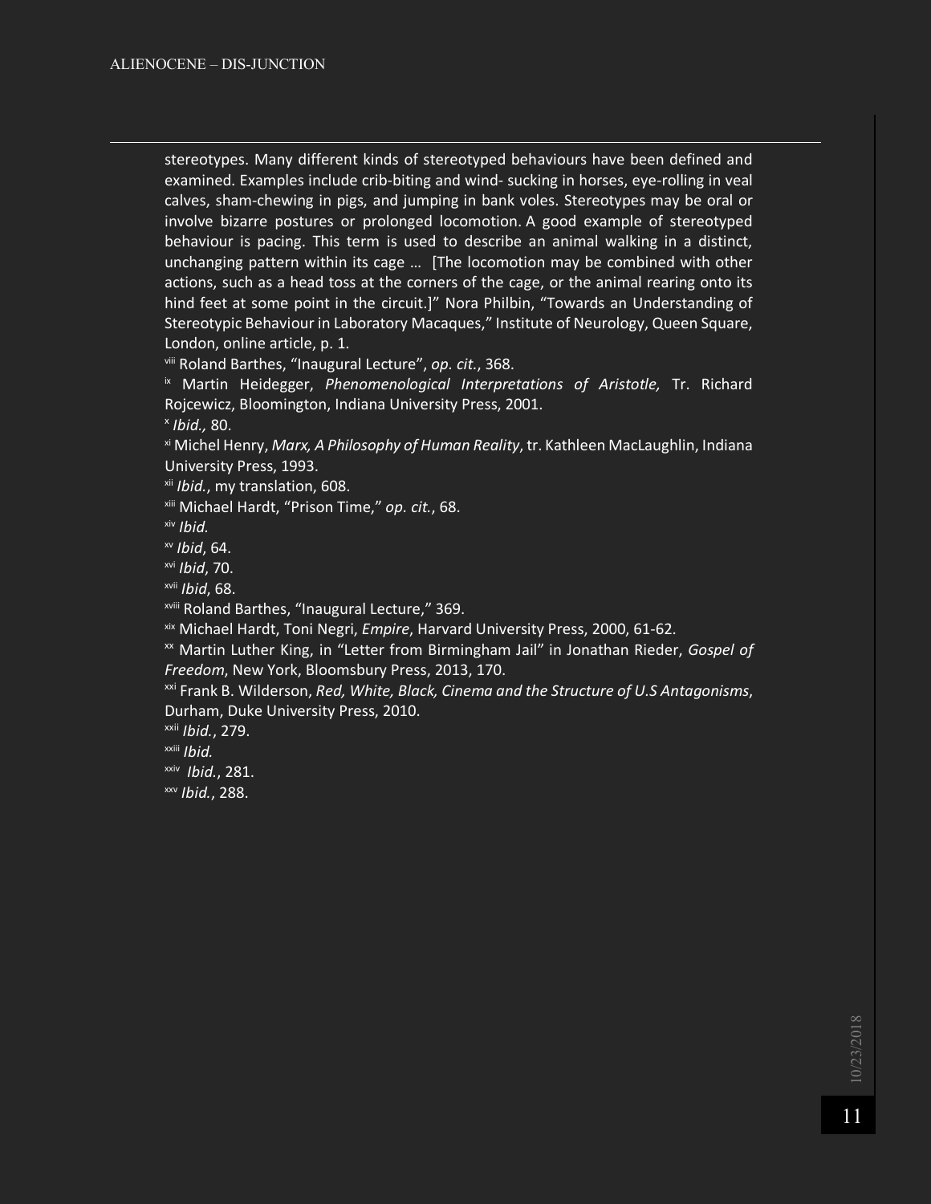stereotypes. Many different kinds of stereotyped behaviours have been defined and examined. Examples include crib-biting and wind- sucking in horses, eye-rolling in veal calves, sham-chewing in pigs, and jumping in bank voles. Stereotypes may be oral or involve bizarre postures or prolonged locomotion. A good example of stereotyped behaviour is pacing. This term is used to describe an animal walking in a distinct, unchanging pattern within its cage … [The locomotion may be combined with other actions, such as a head toss at the corners of the cage, or the animal rearing onto its hind feet at some point in the circuit.]" Nora Philbin, "Towards an Understanding of Stereotypic Behaviour in Laboratory Macaques," Institute of Neurology, Queen Square, London, online article, p. 1.

[viii] Roland Barthes, "Inaugural Lecture", *op. cit.*, 368.

[ix] Martin Heidegger, *Phenomenological Interpretations of Aristotle,* Tr. Richard Rojcewicz, Bloomington, Indiana University Press, 2001.

[x] *Ibid.,* 80.

[xi] Michel Henry, *Marx, A Philosophy of Human Reality*, tr. Kathleen MacLaughlin, Indiana University Press, 1993.

[xii] *Ibid.*, my translation, 608.

[xiii] Michael Hardt, "Prison Time," *op. cit.*, 68.

[xiv] *Ibid.*

[xv] *Ibid*, 64.

[xvi] *Ibid*, 70.

[xvii] *Ibid*, 68.

[xviii] Roland Barthes, "Inaugural Lecture," 369.

[xix] Michael Hardt, Toni Negri, *Empire*, Harvard University Press, 2000, 61-62.

[xx] Martin Luther King, in "Letter from Birmingham Jail" in Jonathan Rieder, *Gospel of Freedom*, New York, Bloomsbury Press, 2013, 170.

[xxi] Frank B. Wilderson, *Red, White, Black, Cinema and the Structure of U.S Antagonisms*, Durham, Duke University Press, 2010.

[xxii] *Ibid.*, 279.

[xxiii] *Ibid.*

[xxiv] *Ibid.*, 281.

[xxv] *Ibid.*, 288.